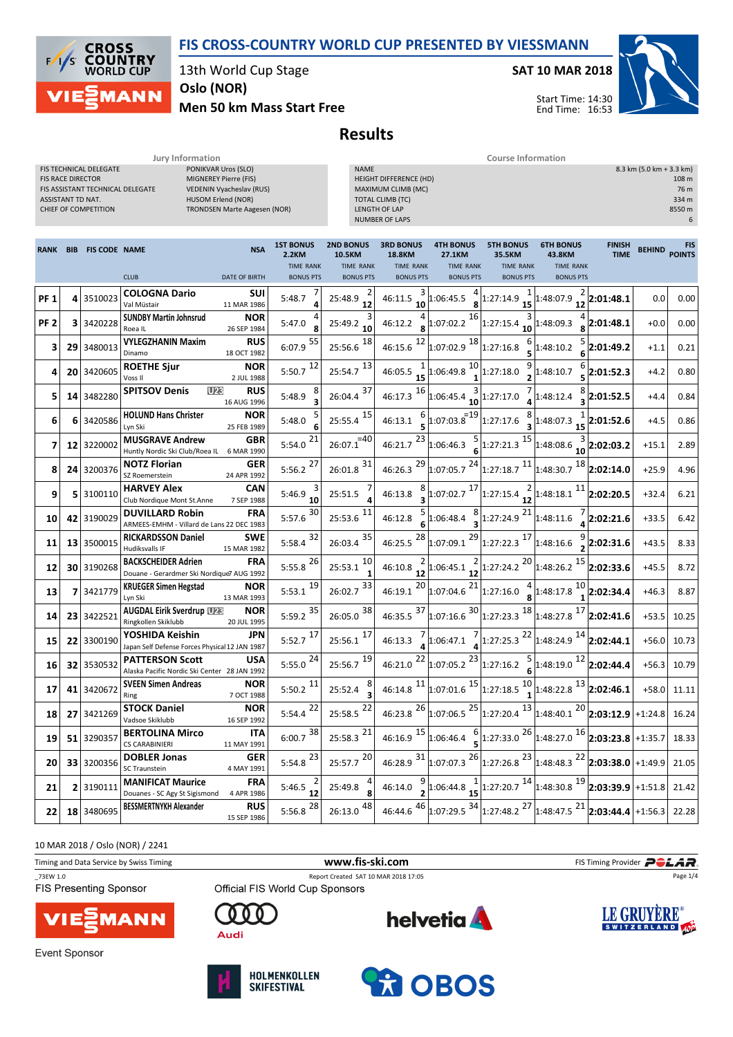# FIS CROSS-COUNTRY WORLD CUP PRESENTED BY VIESSMANN

13th World Cup Stage
Oslo (NOR)
**Men 50 km Mass Start Free**

**SAT 10 MAR 2018**

Start Time: 14:30
End Time: 16:53

## Results

**Jury Information**

| | |
|---|---|
| FIS TECHNICAL DELEGATE | PONIKVAR Uros (SLO) |
| FIS RACE DIRECTOR | MIGNEREY Pierre (FIS) |
| FIS ASSISTANT TECHNICAL DELEGATE | VEDENIN Vyacheslav (RUS) |
| ASSISTANT TD NAT. | HUSOM Erlend (NOR) |
| CHIEF OF COMPETITION | TRONDSEN Marte Aagesen (NOR) |

**Course Information**

| | |
|---|---|
| NAME | 8.3 km (5.0 km + 3.3 km) |
| HEIGHT DIFFERENCE (HD) | 108 m |
| MAXIMUM CLIMB (MC) | 76 m |
| TOTAL CLIMB (TC) | 334 m |
| LENGTH OF LAP | 8550 m |
| NUMBER OF LAPS | 6 |

| RANK | BIB | FIS CODE | NAME / CLUB | NSA / DATE OF BIRTH | 1ST BONUS 2.2KM TIME RANK BONUS PTS | 2ND BONUS 10.5KM TIME RANK BONUS PTS | 3RD BONUS 18.8KM TIME RANK BONUS PTS | 4TH BONUS 27.1KM TIME RANK BONUS PTS | 5TH BONUS 35.5KM TIME RANK BONUS PTS | 6TH BONUS 43.8KM TIME RANK BONUS PTS | FINISH TIME | BEHIND | FIS POINTS |
|---|---|---|---|---|---|---|---|---|---|---|---|---|---|
| PF 1 | 4 | 3510023 | **COLOGNA Dario** Val Müstair | SUI 11 MAR 1986 | 5:48.7 7 4 | 25:48.9 2 12 | 46:11.5 3 10 | 1:06:45.5 4 8 | 1:27:14.9 1 15 | 1:48:07.9 2 12 | **2:01:48.1** | 0.0 | 0.00 |
| PF 2 | 3 | 3420228 | **SUNDBY Martin Johnsrud** Roea IL | NOR 26 SEP 1984 | 5:47.0 4 8 | 25:49.2 3 10 | 46:12.2 4 8 | 1:07:02.2 16 | 1:27:15.4 3 10 | 1:48:09.3 4 8 | **2:01:48.1** | +0.0 | 0.00 |
| 3 | 29 | 3480013 | **VYLEGZHANIN Maxim** Dinamo | RUS 18 OCT 1982 | 6:07.9 55 | 25:56.6 18 | 46:15.6 12 | 1:07:02.9 18 | 1:27:16.8 6 5 | 1:48:10.2 5 6 | **2:01:49.2** | +1.1 | 0.21 |
| 4 | 20 | 3420605 | **ROETHE Sjur** Voss II | NOR 2 JUL 1988 | 5:50.7 12 | 25:54.7 13 | 46:05.5 1 15 | 1:06:49.8 10 1 | 1:27:18.0 9 2 | 1:48:10.7 6 5 | **2:01:52.3** | +4.2 | 0.80 |
| 5 | 14 | 3482280 | **SPITSOV Denis** U23 | RUS 16 AUG 1996 | 5:48.9 8 3 | 26:04.4 37 | 46:17.3 16 | 1:06:45.4 3 10 | 1:27:17.0 7 4 | 1:48:12.4 8 3 | **2:01:52.5** | +4.4 | 0.84 |
| 6 | 6 | 3420586 | **HOLUND Hans Christer** Lyn Ski | NOR 25 FEB 1989 | 5:48.0 5 6 | 25:55.4 15 | 46:13.1 6 5 | 1:07:03.8 =19 | 1:27:17.6 8 3 | 1:48:07.3 1 15 | **2:01:52.6** | +4.5 | 0.86 |
| 7 | 12 | 3220002 | **MUSGRAVE Andrew** Huntly Nordic Ski Club/Roea IL | GBR 6 MAR 1990 | 5:54.0 21 | 26:07.1 =40 | 46:21.7 23 | 1:06:46.3 5 6 | 1:27:21.3 15 | 1:48:08.6 3 10 | **2:02:03.2** | +15.1 | 2.89 |
| 8 | 24 | 3200376 | **NOTZ Florian** SZ Roemerstein | GER 24 APR 1992 | 5:56.2 27 | 26:01.8 31 | 46:26.3 29 | 1:07:05.7 24 | 1:27:18.7 11 | 1:48:30.7 18 | **2:02:14.0** | +25.9 | 4.96 |
| 9 | 5 | 3100110 | **HARVEY Alex** Club Nordique Mont St.Anne | CAN 7 SEP 1988 | 5:46.9 3 10 | 25:51.5 7 4 | 46:13.8 8 3 | 1:07:02.7 17 | 1:27:15.4 2 12 | 1:48:18.1 11 | **2:02:20.5** | +32.4 | 6.21 |
| 10 | 42 | 3190029 | **DUVILLARD Robin** ARMEES-EMHM - Villard de Lans | FRA 22 DEC 1983 | 5:57.6 30 | 25:53.6 11 | 46:12.8 5 6 | 1:06:48.4 8 3 | 1:27:24.9 21 | 1:48:11.6 7 4 | **2:02:21.6** | +33.5 | 6.42 |
| 11 | 13 | 3500015 | **RICKARDSSON Daniel** Hudiksvalls IF | SWE 15 MAR 1982 | 5:58.4 32 | 26:03.4 35 | 46:25.5 28 | 1:07:09.1 29 | 1:27:22.3 17 | 1:48:16.6 9 2 | **2:02:31.6** | +43.5 | 8.33 |
| 12 | 30 | 3190268 | **BACKSCHEIDER Adrien** Douane - Gerardmer Ski Nordique | FRA 7 AUG 1992 | 5:55.8 26 | 25:53.1 10 1 | 46:10.8 2 12 | 1:06:45.1 2 12 | 1:27:24.2 20 | 1:48:26.2 15 | **2:02:33.6** | +45.5 | 8.72 |
| 13 | 7 | 3421779 | **KRUEGER Simen Hegstad** Lyn Ski | NOR 13 MAR 1993 | 5:53.1 19 | 26:02.7 33 | 46:19.1 20 | 1:07:04.6 21 | 1:27:16.0 4 8 | 1:48:17.8 10 1 | **2:02:34.4** | +46.3 | 8.87 |
| 14 | 23 | 3422521 | **AUGDAL Eirik Sverdrup** U23 Ringkollen Skiklubb | NOR 20 JUL 1995 | 5:59.2 35 | 26:05.0 38 | 46:35.5 37 | 1:07:16.6 30 | 1:27:23.3 18 | 1:48:27.8 17 | **2:02:41.6** | +53.5 | 10.25 |
| 15 | 22 | 3300190 | **YOSHIDA Keishin** Japan Self Defense Forces Physical | JPN 12 JAN 1987 | 5:52.7 17 | 25:56.1 17 | 46:13.3 7 4 | 1:06:47.1 7 4 | 1:27:25.3 22 | 1:48:24.9 14 | **2:02:44.1** | +56.0 | 10.73 |
| 16 | 32 | 3530532 | **PATTERSON Scott** Alaska Pacific Nordic Ski Center | USA 28 JAN 1992 | 5:55.0 24 | 25:56.7 19 | 46:21.0 22 | 1:07:05.2 23 | 1:27:16.2 5 6 | 1:48:19.0 12 | **2:02:44.4** | +56.3 | 10.79 |
| 17 | 41 | 3420672 | **SVEEN Simen Andreas** Ring | NOR 7 OCT 1988 | 5:50.2 11 | 25:52.4 8 3 | 46:14.8 11 | 1:07:01.6 15 | 1:27:18.5 10 1 | 1:48:22.8 13 | **2:02:46.1** | +58.0 | 11.11 |
| 18 | 27 | 3421269 | **STOCK Daniel** Vadsoe Skiklubb | NOR 16 SEP 1992 | 5:54.4 22 | 25:58.5 22 | 46:23.8 26 | 1:07:06.5 25 | 1:27:20.4 13 | 1:48:40.1 20 | **2:03:12.9** | +1:24.8 | 16.24 |
| 19 | 51 | 3290357 | **BERTOLINA Mirco** CS CARABINIERI | ITA 11 MAY 1991 | 6:00.7 38 | 25:58.3 21 | 46:16.9 15 | 1:06:46.4 6 5 | 1:27:33.0 26 | 1:48:27.0 16 | **2:03:23.8** | +1:35.7 | 18.33 |
| 20 | 33 | 3200356 | **DOBLER Jonas** SC Traunstein | GER 4 MAY 1991 | 5:54.8 23 | 25:57.7 20 | 46:28.9 31 | 1:07:07.3 26 | 1:27:26.8 23 | 1:48:48.3 22 | **2:03:38.0** | +1:49.9 | 21.05 |
| 21 | 2 | 3190111 | **MANIFICAT Maurice** Douanes - SC Agy St Sigismond | FRA 4 APR 1986 | 5:46.5 2 12 | 25:49.8 4 8 | 46:14.0 9 2 | 1:06:44.8 1 15 | 1:27:20.7 14 | 1:48:30.8 19 | **2:03:39.9** | +1:51.8 | 21.42 |
| 22 | 18 | 3480695 | **BESSMERTNYKH Alexander** | RUS 15 SEP 1986 | 5:56.8 28 | 26:13.0 48 | 46:44.6 46 | 1:07:29.5 34 | 1:27:48.2 27 | 1:48:47.5 21 | **2:03:44.4** | +1:56.3 | 22.28 |

10 MAR 2018 / Oslo (NOR) / 2241

Timing and Data Service by Swiss Timing — www.fis-ski.com — FIS Timing Provider POLAR

_73EW 1.0 — Report Created SAT 10 MAR 2018 17:05

FIS Presenting Sponsor: VIESSMANN

Official FIS World Cup Sponsors: Audi, helvetia, LE GRUYÈRE SWITZERLAND AOP

Event Sponsor: HOLMENKOLLEN SKIFESTIVAL, OBOS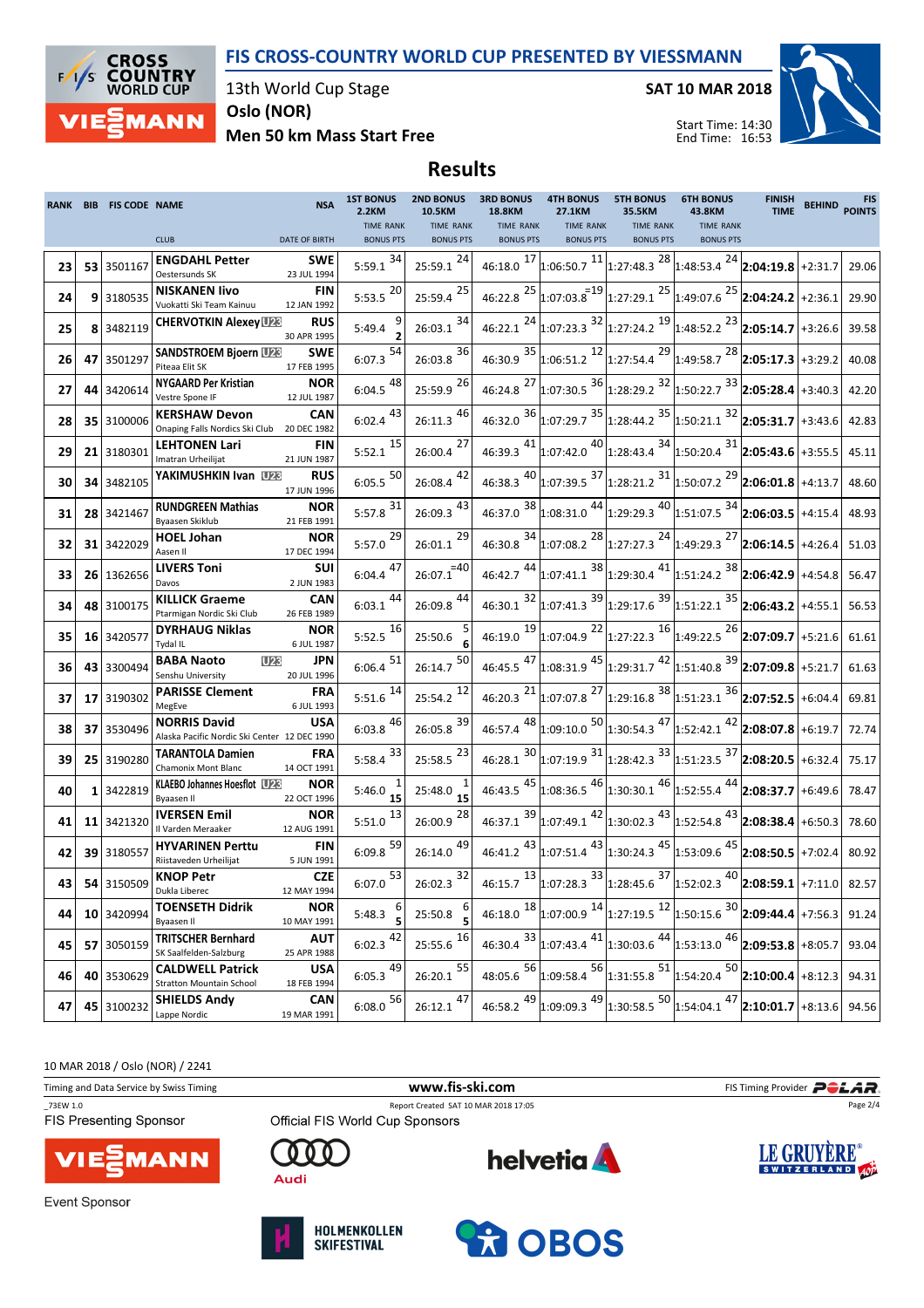# FIS CROSS-COUNTRY WORLD CUP PRESENTED BY VIESSMANN

13th World Cup Stage
Oslo (NOR)
Men 50 km Mass Start Free

SAT 10 MAR 2018

Start Time: 14:30
End Time: 16:53

## Results

| RANK | BIB | FIS CODE | NAME / CLUB | NSA / DATE OF BIRTH | 1ST BONUS 2.2KM TIME RANK BONUS PTS | 2ND BONUS 10.5KM TIME RANK BONUS PTS | 3RD BONUS 18.8KM TIME RANK BONUS PTS | 4TH BONUS 27.1KM TIME RANK BONUS PTS | 5TH BONUS 35.5KM TIME RANK BONUS PTS | 6TH BONUS 43.8KM TIME RANK BONUS PTS | FINISH TIME | BEHIND | FIS POINTS |
|---|---|---|---|---|---|---|---|---|---|---|---|---|---|
| 23 | 53 | 3501167 | ENGDAHL Petter / Oestersunds SK | SWE / 23 JUL 1994 | 5:59.1 34 | 25:59.1 24 | 46:18.0 17 | 1:06:50.7 11 | 1:27:48.3 28 | 1:48:53.4 24 | 2:04:19.8 | +2:31.7 | 29.06 |
| 24 | 9 | 3180535 | NISKANEN Iivo / Vuokatti Ski Team Kainuu | FIN / 12 JAN 1992 | 5:53.5 20 | 25:59.4 25 | 46:22.8 25 | 1:07:03.8 =19 | 1:27:29.1 25 | 1:49:07.6 25 | 2:04:24.2 | +2:36.1 | 29.90 |
| 25 | 8 | 3482119 | CHERVOTKIN Alexey U23 | RUS / 30 APR 1995 | 5:49.4 9 / 2 | 26:03.1 34 | 46:22.1 24 | 1:07:23.3 32 | 1:27:24.2 19 | 1:48:52.2 23 | 2:05:14.7 | +3:26.6 | 39.58 |
| 26 | 47 | 3501297 | SANDSTROEM Bjoern U23 / Piteaa Elit SK | SWE / 17 FEB 1995 | 6:07.3 54 | 26:03.8 36 | 46:30.9 35 | 1:06:51.2 12 | 1:27:54.4 29 | 1:49:58.7 28 | 2:05:17.3 | +3:29.2 | 40.08 |
| 27 | 44 | 3420614 | NYGAARD Per Kristian / Vestre Spone IF | NOR / 12 JUL 1987 | 6:04.5 48 | 25:59.9 26 | 46:24.8 27 | 1:07:30.5 36 | 1:28:29.2 32 | 1:50:22.7 33 | 2:05:28.4 | +3:40.3 | 42.20 |
| 28 | 35 | 3100006 | KERSHAW Devon / Onaping Falls Nordics Ski Club | CAN / 20 DEC 1982 | 6:02.4 43 | 26:11.3 46 | 46:32.0 36 | 1:07:29.7 35 | 1:28:44.2 35 | 1:50:21.1 32 | 2:05:31.7 | +3:43.6 | 42.83 |
| 29 | 21 | 3180301 | LEHTONEN Lari / Imatran Urheilijat | FIN / 21 JUN 1987 | 5:52.1 15 | 26:00.4 27 | 46:39.3 41 | 1:07:42.0 40 | 1:28:43.4 34 | 1:50:20.4 31 | 2:05:43.6 | +3:55.5 | 45.11 |
| 30 | 34 | 3482105 | YAKIMUSHKIN Ivan U23 | RUS / 17 JUN 1996 | 6:05.5 50 | 26:08.4 42 | 46:38.3 40 | 1:07:39.5 37 | 1:28:21.2 31 | 1:50:07.2 29 | 2:06:01.8 | +4:13.7 | 48.60 |
| 31 | 28 | 3421467 | RUNDGREEN Mathias / Byaasen Skiklub | NOR / 21 FEB 1991 | 5:57.8 31 | 26:09.3 43 | 46:37.0 38 | 1:08:31.0 44 | 1:29:29.3 40 | 1:51:07.5 34 | 2:06:03.5 | +4:15.4 | 48.93 |
| 32 | 31 | 3422029 | HOEL Johan / Aasen Il | NOR / 17 DEC 1994 | 5:57.0 29 | 26:01.1 29 | 46:30.8 34 | 1:07:08.2 28 | 1:27:27.3 24 | 1:49:29.3 27 | 2:06:14.5 | +4:26.4 | 51.03 |
| 33 | 26 | 1362656 | LIVERS Toni / Davos | SUI / 2 JUN 1983 | 6:04.4 47 | 26:07.1 =40 | 46:42.7 44 | 1:07:41.1 38 | 1:29:30.4 41 | 1:51:24.2 38 | 2:06:42.9 | +4:54.8 | 56.47 |
| 34 | 48 | 3100175 | KILLICK Graeme / Ptarmigan Nordic Ski Club | CAN / 26 FEB 1989 | 6:03.1 44 | 26:09.8 44 | 46:30.1 32 | 1:07:41.3 39 | 1:29:17.6 39 | 1:51:22.1 35 | 2:06:43.2 | +4:55.1 | 56.53 |
| 35 | 16 | 3420577 | DYRHAUG Niklas / Tydal IL | NOR / 6 JUL 1987 | 5:52.5 16 | 25:50.6 5 / 6 | 46:19.0 19 | 1:07:04.9 22 | 1:27:22.3 16 | 1:49:22.5 26 | 2:07:09.7 | +5:21.6 | 61.61 |
| 36 | 43 | 3300494 | BABA Naoto U23 / Senshu University | JPN / 20 JUL 1996 | 6:06.4 51 | 26:14.7 50 | 46:45.5 47 | 1:08:31.9 45 | 1:29:31.7 42 | 1:51:40.8 39 | 2:07:09.8 | +5:21.7 | 61.63 |
| 37 | 17 | 3190302 | PARISSE Clement / MegEve | FRA / 6 JUL 1993 | 5:51.6 14 | 25:54.2 12 | 46:20.3 21 | 1:07:07.8 27 | 1:29:16.8 38 | 1:51:23.1 36 | 2:07:52.5 | +6:04.4 | 69.81 |
| 38 | 37 | 3530496 | NORRIS David / Alaska Pacific Nordic Ski Center | USA / 12 DEC 1990 | 6:03.8 46 | 26:05.8 39 | 46:57.4 48 | 1:09:10.0 50 | 1:30:54.3 47 | 1:52:42.1 42 | 2:08:07.8 | +6:19.7 | 72.74 |
| 39 | 25 | 3190280 | TARANTOLA Damien / Chamonix Mont Blanc | FRA / 14 OCT 1991 | 5:58.4 33 | 25:58.5 23 | 46:28.1 30 | 1:07:19.9 31 | 1:28:42.3 33 | 1:51:23.5 37 | 2:08:20.5 | +6:32.4 | 75.17 |
| 40 | 1 | 3422819 | KLAEBO Johannes Hoesflot U23 / Byaasen Il | NOR / 22 OCT 1996 | 5:46.0 1 / 15 | 25:48.0 1 / 15 | 46:43.5 45 | 1:08:36.5 46 | 1:30:30.1 46 | 1:52:55.4 44 | 2:08:37.7 | +6:49.6 | 78.47 |
| 41 | 11 | 3421320 | IVERSEN Emil / Il Varden Meraaker | NOR / 12 AUG 1991 | 5:51.0 13 | 26:00.9 28 | 46:37.1 39 | 1:07:49.1 42 | 1:30:02.3 43 | 1:52:54.8 43 | 2:08:38.4 | +6:50.3 | 78.60 |
| 42 | 39 | 3180557 | HYVARINEN Perttu / Riistaveden Urheilijat | FIN / 5 JUN 1991 | 6:09.8 59 | 26:14.0 49 | 46:41.2 43 | 1:07:51.4 43 | 1:30:24.3 45 | 1:53:09.6 45 | 2:08:50.5 | +7:02.4 | 80.92 |
| 43 | 54 | 3150509 | KNOP Petr / Dukla Liberec | CZE / 12 MAY 1994 | 6:07.0 53 | 26:02.3 32 | 46:15.7 13 | 1:07:28.3 33 | 1:28:45.6 37 | 1:52:02.3 40 | 2:08:59.1 | +7:11.0 | 82.57 |
| 44 | 10 | 3420994 | TOENSETH Didrik / Byaasen Il | NOR / 10 MAY 1991 | 5:48.3 6 / 5 | 25:50.8 6 / 5 | 46:18.0 18 | 1:07:00.9 14 | 1:27:19.5 12 | 1:50:15.6 30 | 2:09:44.4 | +7:56.3 | 91.24 |
| 45 | 57 | 3050159 | TRITSCHER Bernhard / SK Saalfelden-Salzburg | AUT / 25 APR 1988 | 6:02.3 42 | 25:55.6 16 | 46:30.4 33 | 1:07:43.4 41 | 1:30:03.6 44 | 1:53:13.0 46 | 2:09:53.8 | +8:05.7 | 93.04 |
| 46 | 40 | 3530629 | CALDWELL Patrick / Stratton Mountain School | USA / 18 FEB 1994 | 6:05.3 49 | 26:20.1 55 | 48:05.6 56 | 1:09:58.4 56 | 1:31:55.8 51 | 1:54:20.4 50 | 2:10:00.4 | +8:12.3 | 94.31 |
| 47 | 45 | 3100232 | SHIELDS Andy / Lappe Nordic | CAN / 19 MAR 1991 | 6:08.0 56 | 26:12.1 47 | 46:58.2 49 | 1:09:09.3 49 | 1:30:58.5 50 | 1:54:04.1 47 | 2:10:01.7 | +8:13.6 | 94.56 |

10 MAR 2018 / Oslo (NOR) / 2241

Timing and Data Service by Swiss Timing — www.fis-ski.com — FIS Timing Provider POLAR

_73EW 1.0 — Report Created SAT 10 MAR 2018 17:05

FIS Presenting Sponsor: VIESSMANN

Official FIS World Cup Sponsors: Audi, helvetia, LE GRUYÈRE SWITZERLAND

Event Sponsor: HOLMENKOLLEN SKIFESTIVAL, OBOS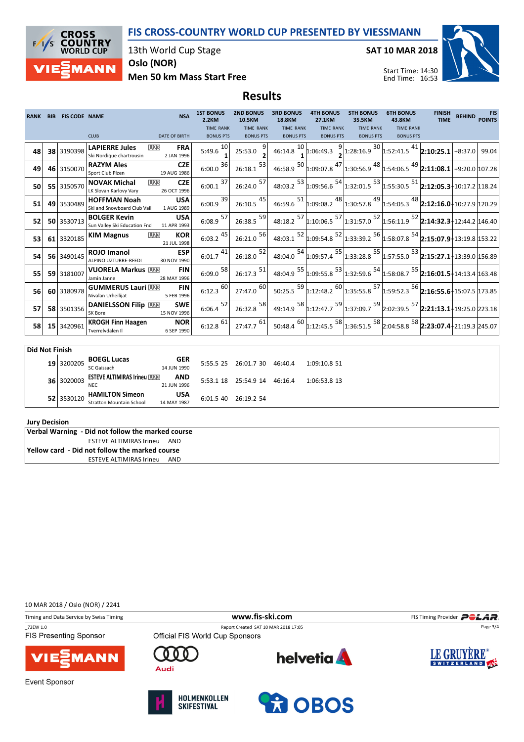# FIS CROSS-COUNTRY WORLD CUP PRESENTED BY VIESSMANN

13th World Cup Stage
Oslo (NOR)
Men 50 km Mass Start Free

**SAT 10 MAR 2018**

Start Time: 14:30
End Time: 16:53

## Results

| RANK | BIB | FIS CODE | NAME / CLUB | NSA / DATE OF BIRTH | 1ST BONUS 2.2KM TIME RANK BONUS PTS | 2ND BONUS 10.5KM TIME RANK BONUS PTS | 3RD BONUS 18.8KM TIME RANK BONUS PTS | 4TH BONUS 27.1KM TIME RANK BONUS PTS | 5TH BONUS 35.5KM TIME RANK BONUS PTS | 6TH BONUS 43.8KM TIME RANK BONUS PTS | FINISH TIME | BEHIND | FIS POINTS |
|---|---|---|---|---|---|---|---|---|---|---|---|---|---|
| 48 | 38 | 3190398 | **LAPIERRE Jules** U23 Ski Nordique chartrousin | FRA 2 JAN 1996 | 5:49.6 10 1 | 25:53.0 9 2 | 46:14.8 10 1 | 1:06:49.3 9 2 | 1:28:16.9 30 | 1:52:41.5 41 | **2:10:25.1** | +8:37.0 | 99.04 |
| 49 | 46 | 3150070 | **RAZYM Ales** Sport Club Plzen | CZE 19 AUG 1986 | 6:00.0 36 | 26:18.1 53 | 46:58.9 50 | 1:09:07.8 47 | 1:30:56.9 48 | 1:54:06.5 49 | **2:11:08.1** | +9:20.0 | 107.28 |
| 50 | 55 | 3150570 | **NOVAK Michal** U23 LK Slovan Karlovy Vary | CZE 26 OCT 1996 | 6:00.1 37 | 26:24.0 57 | 48:03.2 53 | 1:09:56.6 54 | 1:32:01.5 53 | 1:55:30.5 51 | **2:12:05.3** | +10:17.2 | 118.24 |
| 51 | 49 | 3530489 | **HOFFMAN Noah** Ski and Snowboard Club Vail | USA 1 AUG 1989 | 6:00.9 39 | 26:10.5 45 | 46:59.6 51 | 1:09:08.2 48 | 1:30:57.8 49 | 1:54:05.3 48 | **2:12:16.0** | +10:27.9 | 120.29 |
| 52 | 50 | 3530713 | **BOLGER Kevin** Sun Valley Ski Education Fnd | USA 11 APR 1993 | 6:08.9 57 | 26:38.5 59 | 48:18.2 57 | 1:10:06.5 57 | 1:31:57.0 52 | 1:56:11.9 52 | **2:14:32.3** | +12:44.2 | 146.40 |
| 53 | 61 | 3320185 | **KIM Magnus** U23 | KOR 21 JUL 1998 | 6:03.2 45 | 26:21.0 56 | 48:03.1 52 | 1:09:54.8 52 | 1:33:39.2 56 | 1:58:07.8 54 | **2:15:07.9** | +13:19.8 | 153.22 |
| 54 | 56 | 3490145 | **ROJO Imanol** ALPINO UZTURRE-RFEDI | ESP 30 NOV 1990 | 6:01.7 41 | 26:18.0 52 | 48:04.0 54 | 1:09:57.4 55 | 1:33:28.8 55 | 1:57:55.0 53 | **2:15:27.1** | +13:39.0 | 156.89 |
| 55 | 59 | 3181007 | **VUORELA Markus** U23 Jamin Janne | FIN 28 MAY 1996 | 6:09.0 58 | 26:17.3 51 | 48:04.9 55 | 1:09:55.8 53 | 1:32:59.6 54 | 1:58:08.7 55 | **2:16:01.5** | +14:13.4 | 163.48 |
| 56 | 60 | 3180978 | **GUMMERUS Lauri** U23 Nivalan Urheilijat | FIN 5 FEB 1996 | 6:12.3 60 | 27:47.0 60 | 50:25.5 59 | 1:12:48.2 60 | 1:35:55.8 57 | 1:59:52.3 56 | **2:16:55.6** | +15:07.5 | 173.85 |
| 57 | 58 | 3501356 | **DANIELSSON Filip** U23 SK Bore | SWE 15 NOV 1996 | 6:06.4 52 | 26:32.8 58 | 49:14.9 58 | 1:12:47.7 59 | 1:37:09.7 59 | 2:02:39.5 57 | **2:21:13.1** | +19:25.0 | 223.18 |
| 58 | 15 | 3420961 | **KROGH Finn Haagen** Tverrelvdalen Il | NOR 6 SEP 1990 | 6:12.8 61 | 27:47.7 61 | 50:48.4 60 | 1:12:45.5 58 | 1:36:51.5 58 | 2:04:58.8 58 | **2:23:07.4** | +21:19.3 | 245.07 |

**Did Not Finish**

| BIB | FIS CODE | NAME / CLUB | NSA / DATE OF BIRTH | 1ST BONUS | 2ND BONUS | 3RD BONUS | 4TH BONUS |
|---|---|---|---|---|---|---|---|
| 19 | 3200205 | **BOEGL Lucas** SC Gaissach | GER 14 JUN 1990 | 5:55.5 25 | 26:01.7 30 | 46:40.4 | 1:09:10.8 51 |
| 36 | 3020003 | **ESTEVE ALTIMIRAS Irineu** U23 NEC | AND 21 JUN 1996 | 5:53.1 18 | 25:54.9 14 | 46:16.4 | 1:06:53.8 13 |
| 52 | 3530120 | **HAMILTON Simeon** Stratton Mountain School | USA 14 MAY 1987 | 6:01.5 40 | 26:19.2 54 | | |

**Jury Decision**

**Verbal Warning - Did not follow the marked course**
ESTEVE ALTIMIRAS Irineu AND

**Yellow card - Did not follow the marked course**
ESTEVE ALTIMIRAS Irineu AND

10 MAR 2018 / Oslo (NOR) / 2241

Timing and Data Service by Swiss Timing — www.fis-ski.com — FIS Timing Provider POLAR

_73EW 1.0 — Report Created SAT 10 MAR 2018 17:05

FIS Presenting Sponsor: VIESSMANN — Official FIS World Cup Sponsors: Audi, helvetia, LE GRUYÈRE SWITZERLAND AOP

Event Sponsor: HOLMENKOLLEN SKIFESTIVAL, OBOS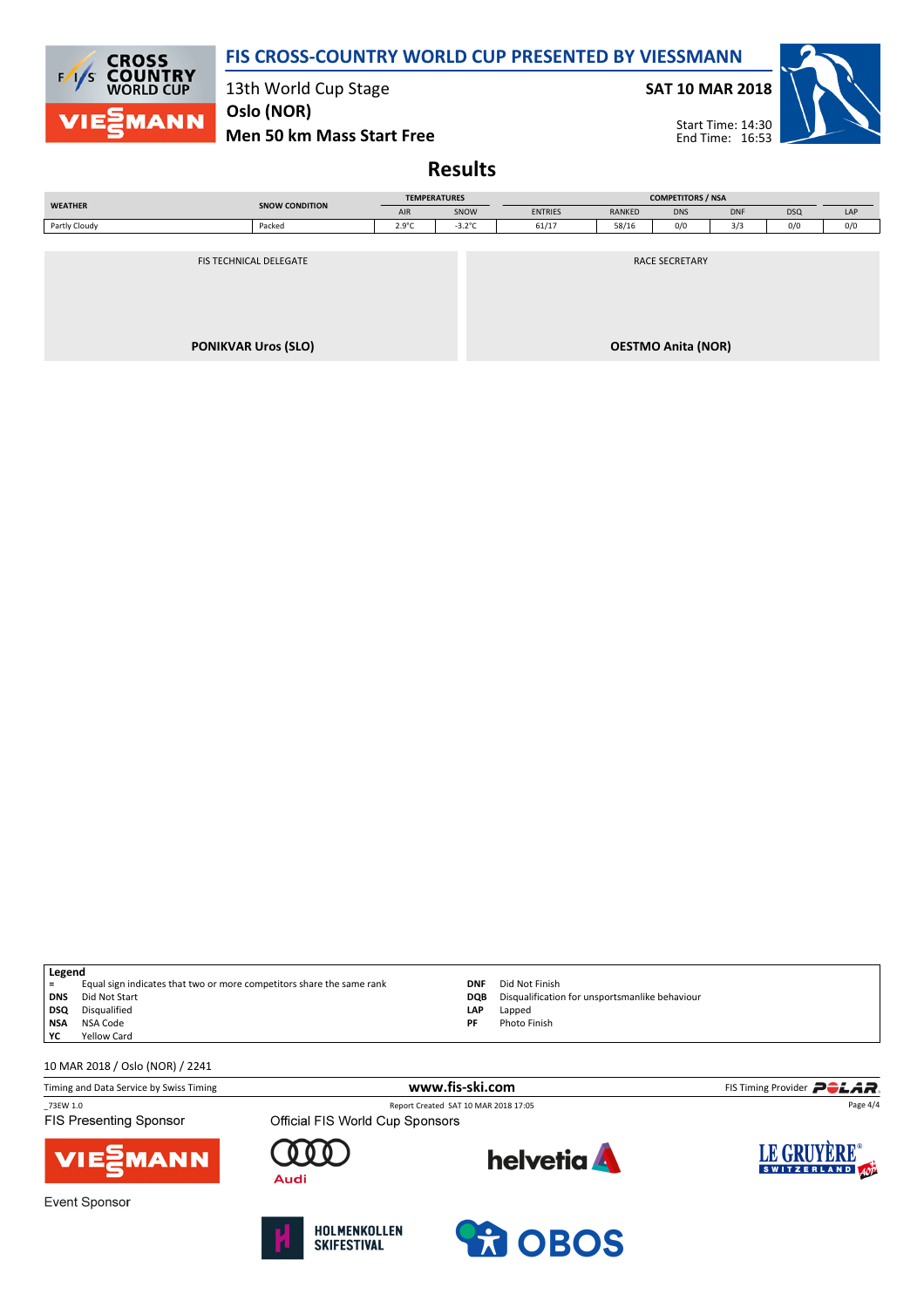## FIS CROSS-COUNTRY WORLD CUP PRESENTED BY VIESSMANN

13th World Cup Stage

**SAT 10 MAR 2018**

**Oslo (NOR)**

**Men 50 km Mass Start Free**

Start Time: 14:30
End Time: 16:53

# Results

| WEATHER | SNOW CONDITION | TEMPERATURES | | COMPETITORS / NSA | | | | | |
|---|---|---|---|---|---|---|---|---|---|
| | | AIR | SNOW | ENTRIES | RANKED | DNS | DNF | DSQ | LAP |
| Partly Cloudy | Packed | 2.9°C | -3.2°C | 61/17 | 58/16 | 0/0 | 3/3 | 0/0 | 0/0 |

| FIS TECHNICAL DELEGATE | RACE SECRETARY |
|---|---|
| **PONIKVAR Uros (SLO)** | **OESTMO Anita (NOR)** |

**Legend**

| | | | |
|---|---|---|---|
| = | Equal sign indicates that two or more competitors share the same rank | DNF | Did Not Finish |
| DNS | Did Not Start | DQB | Disqualification for unsportsmanlike behaviour |
| DSQ | Disqualified | LAP | Lapped |
| NSA | NSA Code | PF | Photo Finish |
| YC | Yellow Card | | |

10 MAR 2018 / Oslo (NOR) / 2241

Timing and Data Service by Swiss Timing — www.fis-ski.com — FIS Timing Provider POLAR

_73EW 1.0 — Report Created SAT 10 MAR 2018 17:05

FIS Presenting Sponsor — Official FIS World Cup Sponsors

Event Sponsor